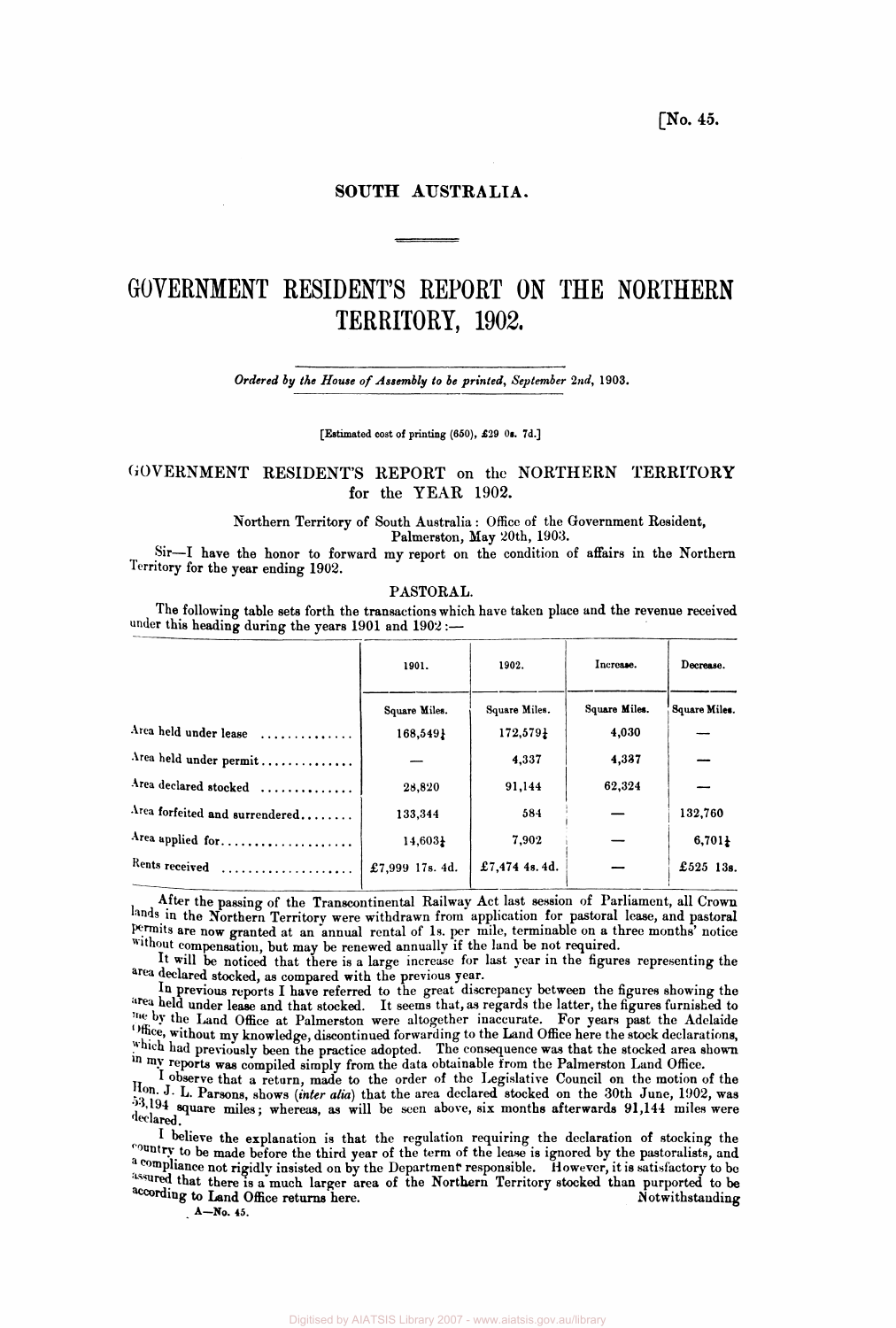[No. 45.

SOUTH AUSTRALIA.

# GOVERNMENT RESIDENT'S REPORT ON THE NORTHERN TERRITORY, 1902.

*Ordered by the House of Assembly to be printed, September 2nd, 1903.*

[Estimated cost of printing (650), £29 0s. 7d.]

## GOVERNMENT RESIDENT'S REPORT on the NORTHERN TERRITORY for the YEAR 1902.

Northern Territory of South Australia: Office of the Government Resident,
Palmerston, May 20th, 1903.

Sir—I have the honor to forward my report on the condition of affairs in the Northern Territory for the year ending 1902.

### PASTORAL.

The following table sets forth the transactions which have taken place and the revenue received under this heading during the years 1901 and 1902:—

| | 1901. | 1902. | Increase. | Decrease. |
|---|---|---|---|---|
| | Square Miles. | Square Miles. | Square Miles. | Square Miles. |
| Area held under lease .............. | 168,549¼ | 172,579¼ | 4,030 | — |
| Area held under permit.............. | — | 4,337 | 4,337 | — |
| Area declared stocked .............. | 28,820 | 91,144 | 62,324 | — |
| Area forfeited and surrendered........ | 133,344 | 584 | — | 132,760 |
| Area applied for.................... | 14,603¼ | 7,902 | — | 6,701¼ |
| Rents received .................... | £7,999 17s. 4d. | £7,474 4s. 4d. | — | £525 13s. |

After the passing of the Transcontinental Railway Act last session of Parliament, all Crown lands in the Northern Territory were withdrawn from application for pastoral lease, and pastoral permits are now granted at an annual rental of 1s. per mile, terminable on a three months' notice without compensation, but may be renewed annually if the land be not required.

It will be noticed that there is a large increase for last year in the figures representing the area declared stocked, as compared with the previous year.

In previous reports I have referred to the great discrepancy between the figures showing the area held under lease and that stocked. It seems that, as regards the latter, the figures furnished to me by the Land Office at Palmerston were altogether inaccurate. For years past the Adelaide Office, without my knowledge, discontinued forwarding to the Land Office here the stock declarations, which had previously been the practice adopted. The consequence was that the stocked area shown in my reports was compiled simply from the data obtainable from the Palmerston Land Office.

I observe that a return, made to the order of the Legislative Council on the motion of the Hon. J. L. Parsons, shows (*inter alia*) that the area declared stocked on the 30th June, 1902, was 53,194 square miles; whereas, as will be seen above, six months afterwards 91,144 miles were declared.

I believe the explanation is that the regulation requiring the declaration of stocking the country to be made before the third year of the term of the lease is ignored by the pastoralists, and a compliance not rigidly insisted on by the Department responsible. However, it is satisfactory to be assured that there is a much larger area of the Northern Territory stocked than purported to be according to Land Office returns here. Notwithstanding

A—No. 45.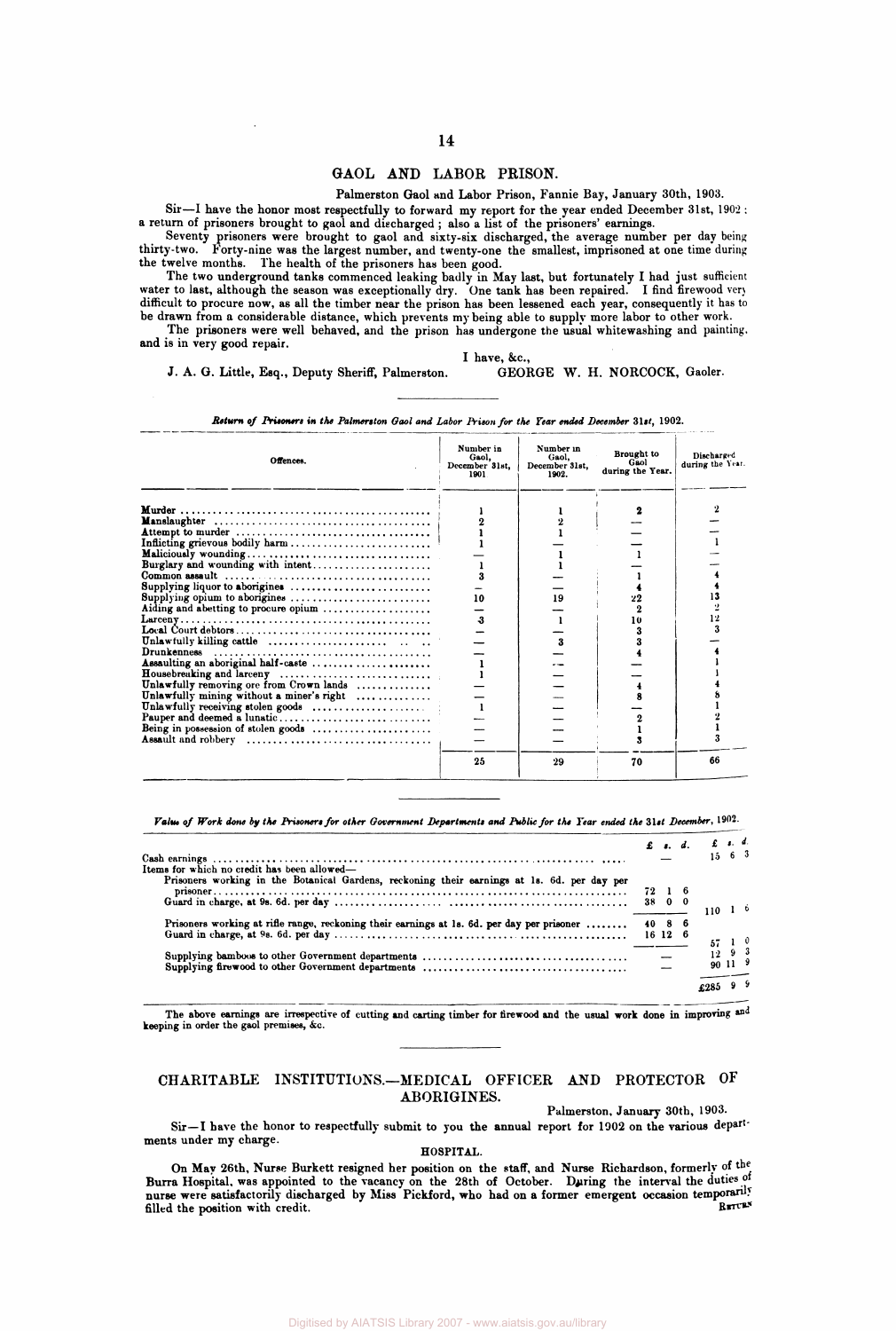## GAOL AND LABOR PRISON.

Palmerston Gaol and Labor Prison, Fannie Bay, January 30th, 1903.

Sir—I have the honor most respectfully to forward my report for the year ended December 31st, 1902: a return of prisoners brought to gaol and discharged; also a list of the prisoners' earnings.

Seventy prisoners were brought to gaol and sixty-six discharged, the average number per day being thirty-two. Forty-nine was the largest number, and twenty-one the smallest, imprisoned at one time during the twelve months. The health of the prisoners has been good.

The two underground tanks commenced leaking badly in May last, but fortunately I had just sufficient water to last, although the season was exceptionally dry. One tank has been repaired. I find firewood very difficult to procure now, as all the timber near the prison has been lessened each year, consequently it has to be drawn from a considerable distance, which prevents my being able to supply more labor to other work.

The prisoners were well behaved, and the prison has undergone the usual whitewashing and painting, and is in very good repair.

I have, &c.,

J. A. G. Little, Esq., Deputy Sheriff, Palmerston. GEORGE W. H. NORCOCK, Gaoler.

*Return of Prisoners in the Palmerston Gaol and Labor Prison for the Year ended December 31st, 1902.*

| Offences. | Number in Gaol, December 31st, 1901 | Number in Gaol, December 31st, 1902. | Brought to Gaol during the Year. | Discharged during the Year. |
|---|---|---|---|---|
| Murder | 1 | 1 | 2 | 2 |
| Manslaughter | 2 | 2 | — | — |
| Attempt to murder | 1 | 1 | — | — |
| Inflicting grievous bodily harm | 1 | — | — | 1 |
| Maliciously wounding | — | 1 | 1 | — |
| Burglary and wounding with intent | 1 | 1 | — | — |
| Common assault | 3 | — | 1 | 4 |
| Supplying liquor to aborigines | — | — | 4 | 4 |
| Supplying opium to aborigines | 10 | 19 | 22 | 13 |
| Aiding and abetting to procure opium | — | — | 2 | 2 |
| Larceny | 3 | 1 | 10 | 12 |
| Local Court debtors | — | — | 3 | 3 |
| Unlawfully killing cattle | — | 3 | 3 | — |
| Drunkenness | — | — | 4 | 4 |
| Assaulting an aboriginal half-caste | 1 | — | — | 1 |
| Housebreaking and larceny | 1 | — | — | 1 |
| Unlawfully removing ore from Crown lands | — | — | 4 | 4 |
| Unlawfully mining without a miner's right | — | — | 8 | 8 |
| Unlawfully receiving stolen goods | 1 | — | — | 1 |
| Pauper and deemed a lunatic | — | — | 2 | 2 |
| Being in possession of stolen goods | — | — | 1 | 1 |
| Assault and robbery | — | — | 3 | 3 |
| | 25 | 29 | 70 | 66 |

*Value of Work done by the Prisoners for other Government Departments and Public for the Year ended the 31st December, 1902.*

| | £ s. d. | £ s. d. |
|---|---|---|
| Cash earnings | — | 15 6 3 |
| Items for which no credit has been allowed— | | |
| Prisoners working in the Botanical Gardens, reckoning their earnings at 1s. 6d. per day per prisoner | 72 1 6 | |
| Guard in charge, at 9s. 6d. per day | 38 0 0 | 110 1 6 |
| Prisoners working at rifle range, reckoning their earnings at 1s. 6d. per day per prisoner | 40 8 6 | |
| Guard in charge, at 9s. 6d. per day | 16 12 6 | 57 1 0 |
| Supplying bamboos to other Government departments | — | 12 9 3 |
| Supplying firewood to other Government departments | — | 90 11 9 |
| | | £285 9 9 |

The above earnings are irrespective of cutting and carting timber for firewood and the usual work done in improving and keeping in order the gaol premises, &c.

## CHARITABLE INSTITUTIONS.—MEDICAL OFFICER AND PROTECTOR OF ABORIGINES.

Palmerston, January 30th, 1903.

Sir—I have the honor to respectfully submit to you the annual report for 1902 on the various departments under my charge.

### HOSPITAL.

On May 26th, Nurse Burkett resigned her position on the staff, and Nurse Richardson, formerly of the Burra Hospital, was appointed to the vacancy on the 28th of October. During the interval the duties of nurse were satisfactorily discharged by Miss Pickford, who had on a former emergent occasion temporarily filled the position with credit.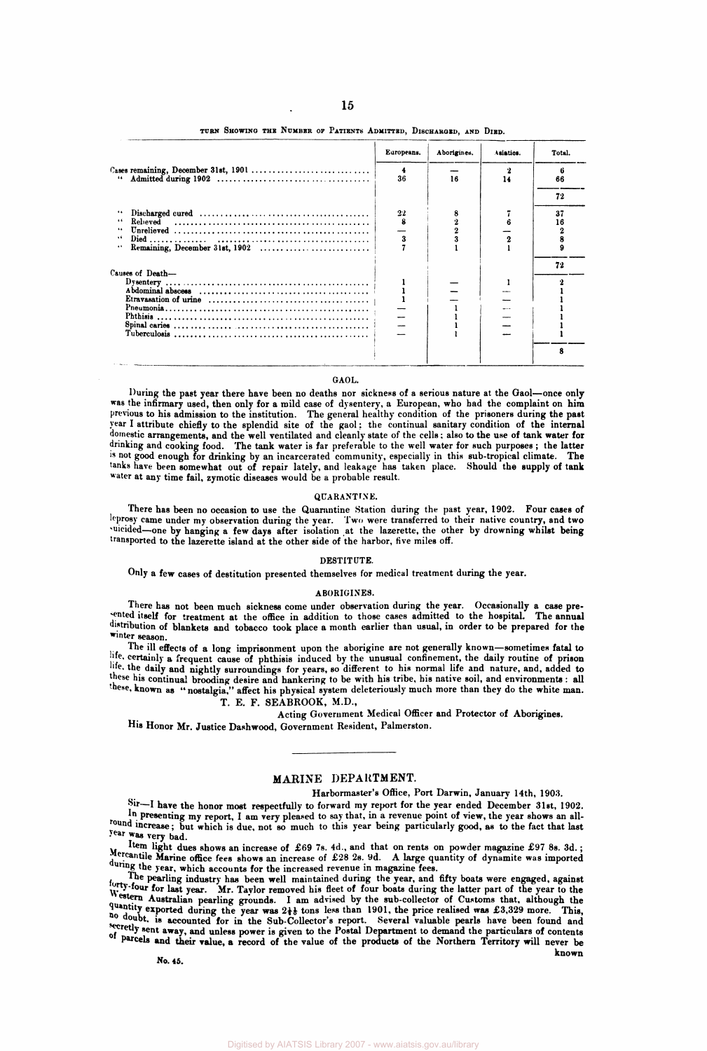TURN SHOWING THE NUMBER OF PATIENTS ADMITTED, DISCHARGED, AND DIED.

| | Europeans. | Aborigines. | Asiatics. | Total. |
|---|---|---|---|---|
| Cases remaining, December 31st, 1901 | 4 | — | 2 | 6 |
| " Admitted during 1902 | 36 | 16 | 14 | 66 |
| | | | | 72 |
| " Discharged cured | 22 | 8 | 7 | 37 |
| " Relieved | 8 | 2 | 6 | 16 |
| " Unrelieved | — | 2 | — | 2 |
| " Died | 3 | 3 | 2 | 8 |
| " Remaining, December 31st, 1902 | 7 | 1 | 1 | 9 |
| | | | | 72 |
| Causes of Death— | | | | |
| Dysentery | 1 | — | 1 | 2 |
| Abdominal abscess | 1 | — | — | 1 |
| Etravasation of urine | 1 | — | — | 1 |
| Pneumonia | — | 1 | — | 1 |
| Phthisis | — | 1 | — | 1 |
| Spinal caries | — | 1 | — | 1 |
| Tuberculosis | — | 1 | — | 1 |
| | | | | 8 |

### GAOL.

During the past year there have been no deaths nor sickness of a serious nature at the Gaol—once only was the infirmary used, then only for a mild case of dysentery, a European, who had the complaint on him previous to his admission to the institution. The general healthy condition of the prisoners during the past year I attribute chiefly to the splendid site of the gaol: the continual sanitary condition of the internal domestic arrangements, and the well ventilated and cleanly state of the cells: also to the use of tank water for drinking and cooking food. The tank water is far preferable to the well water for such purposes; the latter is not good enough for drinking by an incarcerated community, especially in this sub-tropical climate. The tanks have been somewhat out of repair lately, and leakage has taken place. Should the supply of tank water at any time fail, zymotic diseases would be a probable result.

### QUARANTINE.

There has been no occasion to use the Quarantine Station during the past year, 1902. Four cases of leprosy came under my observation during the year. Two were transferred to their native country, and two suicided—one by hanging a few days after isolation at the lazerette, the other by drowning whilst being transported to the lazerette island at the other side of the harbor, five miles off.

### DESTITUTE.

Only a few cases of destitution presented themselves for medical treatment during the year.

### ABORIGINES.

There has not been much sickness come under observation during the year. Occasionally a case presented itself for treatment at the office in addition to those cases admitted to the hospital. The annual distribution of blankets and tobacco took place a month earlier than usual, in order to be prepared for the winter season.

The ill effects of a long imprisonment upon the aborigine are not generally known—sometimes fatal to life, certainly a frequent cause of phthisis induced by the unusual confinement, the daily routine of prison life, the daily and nightly surroundings for years, so different to his normal life and nature, and, added to these his continual brooding desire and hankering to be with his tribe, his native soil, and environments: all these, known as "nostalgia," affect his physical system deleteriously much more than they do the white man.

T. E. F. SEABROOK, M.D.,

Acting Government Medical Officer and Protector of Aborigines.

His Honor Mr. Justice Dashwood, Government Resident, Palmerston.

---

## MARINE DEPARTMENT.

Harbormaster's Office, Port Darwin, January 14th, 1903.

Sir—I have the honor most respectfully to forward my report for the year ended December 31st, 1902.

In presenting my report, I am very pleased to say that, in a revenue point of view, the year shows an all-round increase; but which is due, not so much to this year being particularly good, as to the fact that last year was very bad.

Item light dues shows an increase of £69 7s. 4d., and that on rents on powder magazine £97 8s. 3d.; Mercantile Marine office fees shows an increase of £28 2s. 9d. A large quantity of dynamite was imported during the year, which accounts for the increased revenue in magazine fees.

The pearling industry has been well maintained during the year, and fifty boats were engaged, against forty-four for last year. Mr. Taylor removed his fleet of four boats during the latter part of the year to the Western Australian pearling grounds. I am advised by the sub-collector of Customs that, although the quantity exported during the year was 2½ tons less than 1901, the price realised was £3,329 more. This, no doubt, is accounted for in the Sub-Collector's report. Several valuable pearls have been found and secretly sent away, and unless power is given to the Postal Department to demand the particulars of contents of parcels and their value, a record of the value of the products of the Northern Territory will never be known

No. 45.